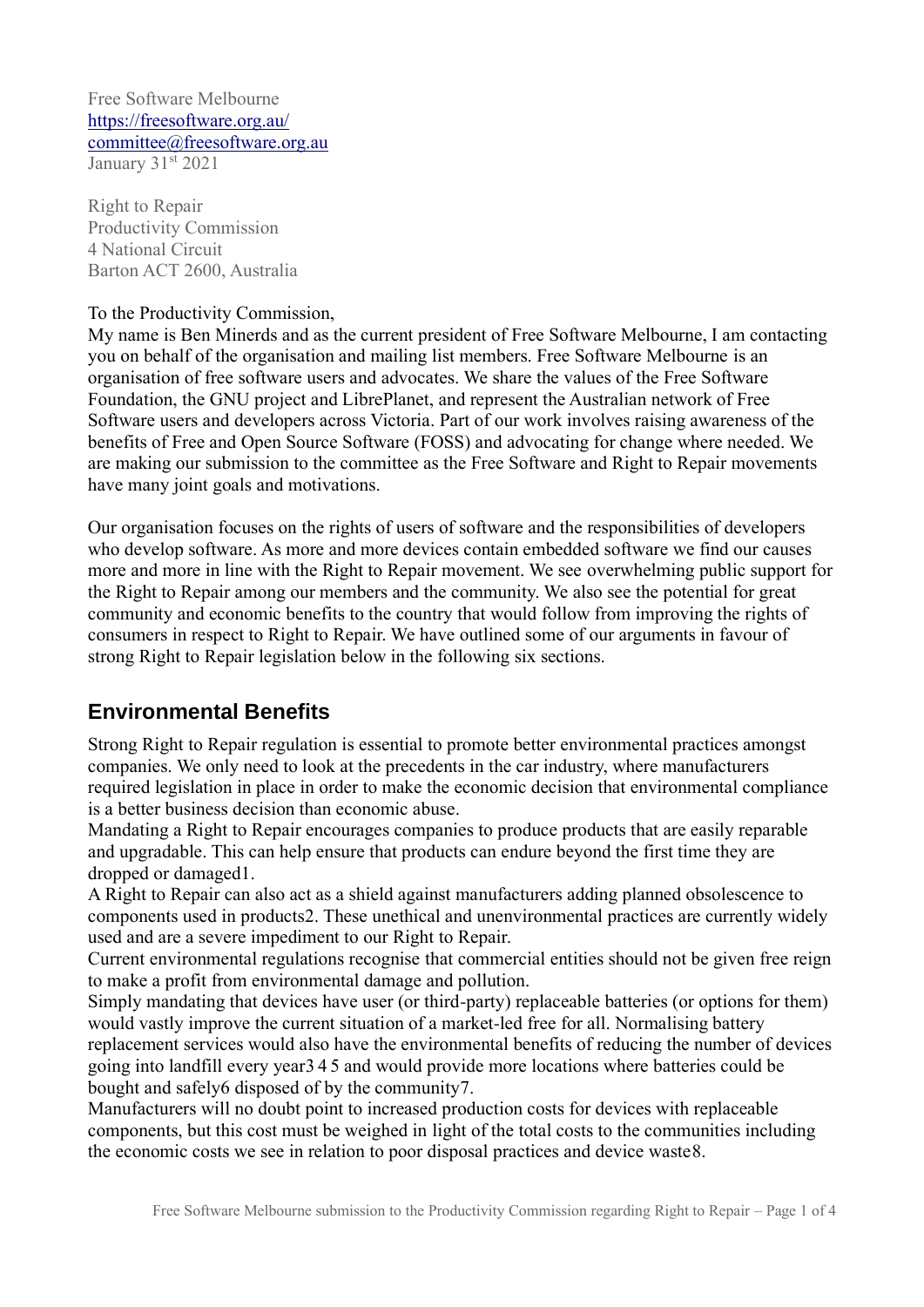Free Software Melbourne
https://freesoftware.org.au/
committee@freesoftware.org.au
January 31st 2021

Right to Repair
Productivity Commission
4 National Circuit
Barton ACT 2600, Australia

To the Productivity Commission,
My name is Ben Minerds and as the current president of Free Software Melbourne, I am contacting you on behalf of the organisation and mailing list members. Free Software Melbourne is an organisation of free software users and advocates. We share the values of the Free Software Foundation, the GNU project and LibrePlanet, and represent the Australian network of Free Software users and developers across Victoria. Part of our work involves raising awareness of the benefits of Free and Open Source Software (FOSS) and advocating for change where needed. We are making our submission to the committee as the Free Software and Right to Repair movements have many joint goals and motivations.

Our organisation focuses on the rights of users of software and the responsibilities of developers who develop software. As more and more devices contain embedded software we find our causes more and more in line with the Right to Repair movement. We see overwhelming public support for the Right to Repair among our members and the community. We also see the potential for great community and economic benefits to the country that would follow from improving the rights of consumers in respect to Right to Repair. We have outlined some of our arguments in favour of strong Right to Repair legislation below in the following six sections.

## Environmental Benefits

Strong Right to Repair regulation is essential to promote better environmental practices amongst companies. We only need to look at the precedents in the car industry, where manufacturers required legislation in place in order to make the economic decision that environmental compliance is a better business decision than economic abuse.
Mandating a Right to Repair encourages companies to produce products that are easily reparable and upgradable. This can help ensure that products can endure beyond the first time they are dropped or damaged[1].
A Right to Repair can also act as a shield against manufacturers adding planned obsolescence to components used in products[2]. These unethical and unenvironmental practices are currently widely used and are a severe impediment to our Right to Repair.
Current environmental regulations recognise that commercial entities should not be given free reign to make a profit from environmental damage and pollution.
Simply mandating that devices have user (or third-party) replaceable batteries (or options for them) would vastly improve the current situation of a market-led free for all. Normalising battery replacement services would also have the environmental benefits of reducing the number of devices going into landfill every year[3][4][5] and would provide more locations where batteries could be bought and safely[6] disposed of by the community[7].
Manufacturers will no doubt point to increased production costs for devices with replaceable components, but this cost must be weighed in light of the total costs to the communities including the economic costs we see in relation to poor disposal practices and device waste[8].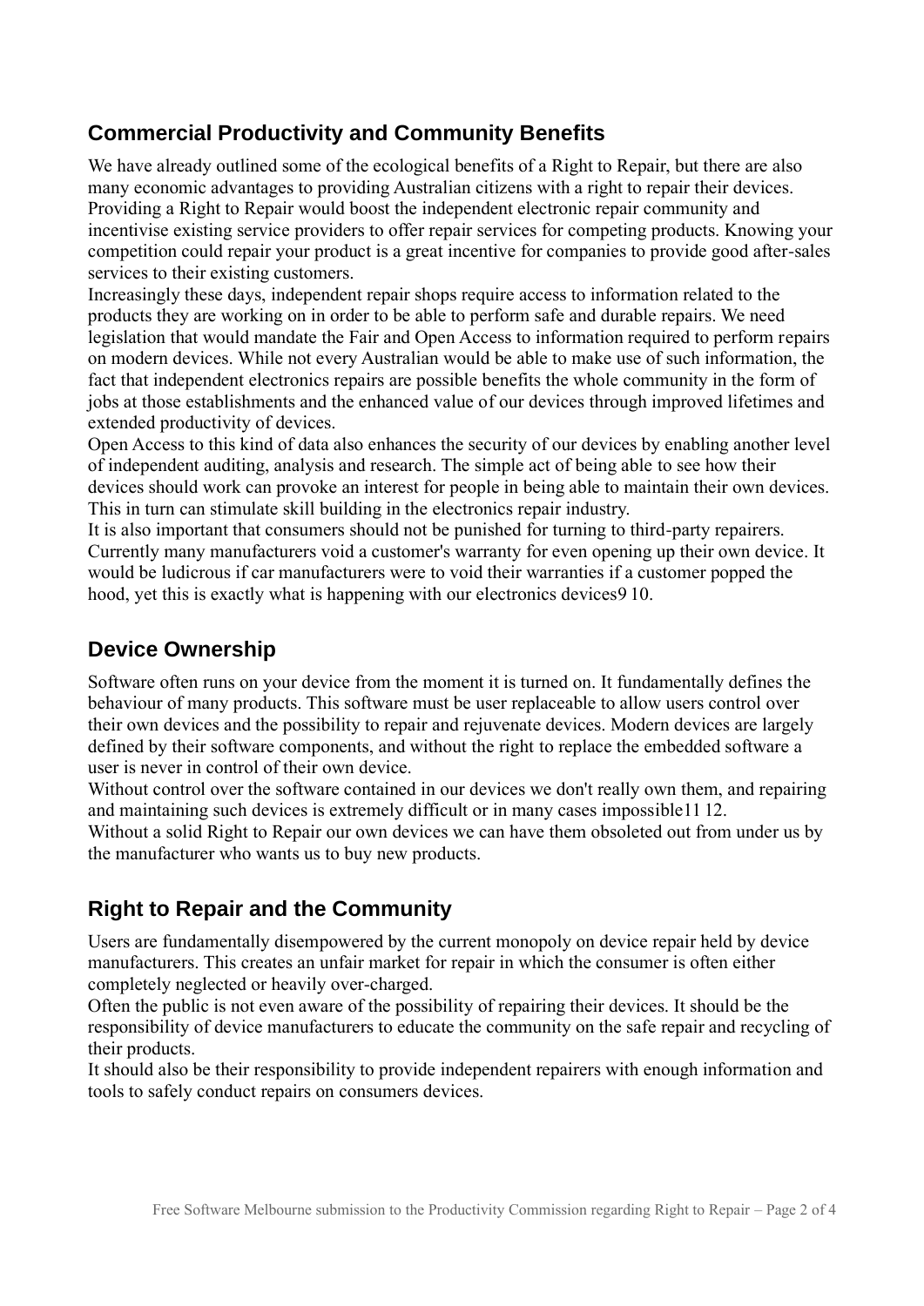## Commercial Productivity and Community Benefits

We have already outlined some of the ecological benefits of a Right to Repair, but there are also many economic advantages to providing Australian citizens with a right to repair their devices. Providing a Right to Repair would boost the independent electronic repair community and incentivise existing service providers to offer repair services for competing products. Knowing your competition could repair your product is a great incentive for companies to provide good after-sales services to their existing customers.

Increasingly these days, independent repair shops require access to information related to the products they are working on in order to be able to perform safe and durable repairs. We need legislation that would mandate the Fair and Open Access to information required to perform repairs on modern devices. While not every Australian would be able to make use of such information, the fact that independent electronics repairs are possible benefits the whole community in the form of jobs at those establishments and the enhanced value of our devices through improved lifetimes and extended productivity of devices.

Open Access to this kind of data also enhances the security of our devices by enabling another level of independent auditing, analysis and research. The simple act of being able to see how their devices should work can provoke an interest for people in being able to maintain their own devices. This in turn can stimulate skill building in the electronics repair industry.

It is also important that consumers should not be punished for turning to third-party repairers. Currently many manufacturers void a customer's warranty for even opening up their own device. It would be ludicrous if car manufacturers were to void their warranties if a customer popped the hood, yet this is exactly what is happening with our electronics devices[9] [10].

## Device Ownership

Software often runs on your device from the moment it is turned on. It fundamentally defines the behaviour of many products. This software must be user replaceable to allow users control over their own devices and the possibility to repair and rejuvenate devices. Modern devices are largely defined by their software components, and without the right to replace the embedded software a user is never in control of their own device.

Without control over the software contained in our devices we don't really own them, and repairing and maintaining such devices is extremely difficult or in many cases impossible[11] [12].

Without a solid Right to Repair our own devices we can have them obsoleted out from under us by the manufacturer who wants us to buy new products.

## Right to Repair and the Community

Users are fundamentally disempowered by the current monopoly on device repair held by device manufacturers. This creates an unfair market for repair in which the consumer is often either completely neglected or heavily over-charged.

Often the public is not even aware of the possibility of repairing their devices. It should be the responsibility of device manufacturers to educate the community on the safe repair and recycling of their products.

It should also be their responsibility to provide independent repairers with enough information and tools to safely conduct repairs on consumers devices.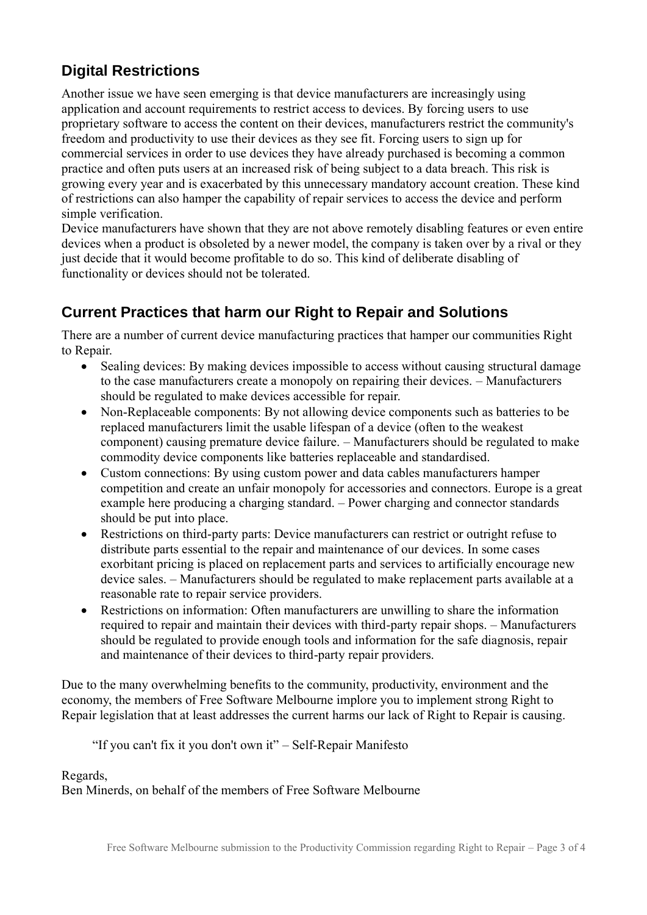## Digital Restrictions

Another issue we have seen emerging is that device manufacturers are increasingly using application and account requirements to restrict access to devices. By forcing users to use proprietary software to access the content on their devices, manufacturers restrict the community's freedom and productivity to use their devices as they see fit. Forcing users to sign up for commercial services in order to use devices they have already purchased is becoming a common practice and often puts users at an increased risk of being subject to a data breach. This risk is growing every year and is exacerbated by this unnecessary mandatory account creation. These kind of restrictions can also hamper the capability of repair services to access the device and perform simple verification.

Device manufacturers have shown that they are not above remotely disabling features or even entire devices when a product is obsoleted by a newer model, the company is taken over by a rival or they just decide that it would become profitable to do so. This kind of deliberate disabling of functionality or devices should not be tolerated.

## Current Practices that harm our Right to Repair and Solutions

There are a number of current device manufacturing practices that hamper our communities Right to Repair.

- Sealing devices: By making devices impossible to access without causing structural damage to the case manufacturers create a monopoly on repairing their devices. – Manufacturers should be regulated to make devices accessible for repair.
- Non-Replaceable components: By not allowing device components such as batteries to be replaced manufacturers limit the usable lifespan of a device (often to the weakest component) causing premature device failure. – Manufacturers should be regulated to make commodity device components like batteries replaceable and standardised.
- Custom connections: By using custom power and data cables manufacturers hamper competition and create an unfair monopoly for accessories and connectors. Europe is a great example here producing a charging standard. – Power charging and connector standards should be put into place.
- Restrictions on third-party parts: Device manufacturers can restrict or outright refuse to distribute parts essential to the repair and maintenance of our devices. In some cases exorbitant pricing is placed on replacement parts and services to artificially encourage new device sales. – Manufacturers should be regulated to make replacement parts available at a reasonable rate to repair service providers.
- Restrictions on information: Often manufacturers are unwilling to share the information required to repair and maintain their devices with third-party repair shops. – Manufacturers should be regulated to provide enough tools and information for the safe diagnosis, repair and maintenance of their devices to third-party repair providers.

Due to the many overwhelming benefits to the community, productivity, environment and the economy, the members of Free Software Melbourne implore you to implement strong Right to Repair legislation that at least addresses the current harms our lack of Right to Repair is causing.

> "If you can't fix it you don't own it" – Self-Repair Manifesto

Regards,
Ben Minerds, on behalf of the members of Free Software Melbourne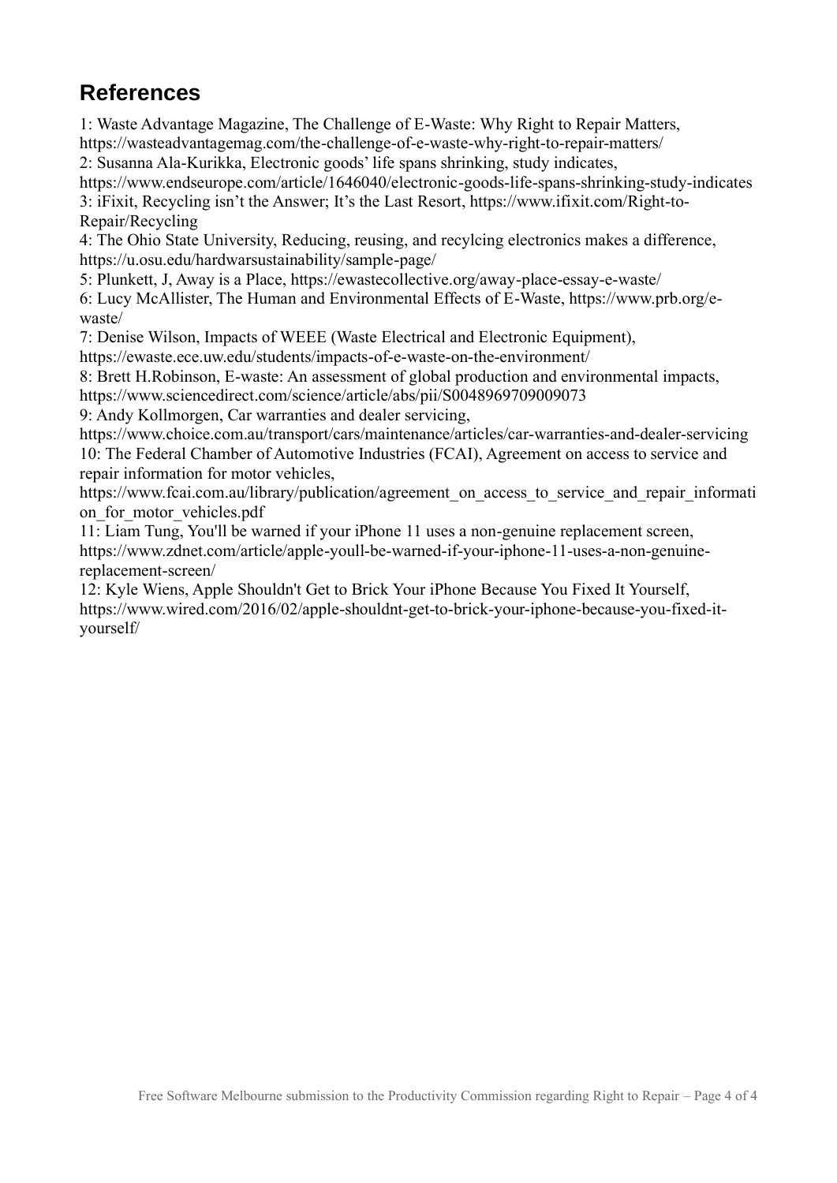## References

1: Waste Advantage Magazine, The Challenge of E-Waste: Why Right to Repair Matters, https://wasteadvantagemag.com/the-challenge-of-e-waste-why-right-to-repair-matters/

2: Susanna Ala-Kurikka, Electronic goods' life spans shrinking, study indicates, https://www.endseurope.com/article/1646040/electronic-goods-life-spans-shrinking-study-indicates

3: iFixit, Recycling isn't the Answer; It's the Last Resort, https://www.ifixit.com/Right-to-Repair/Recycling

4: The Ohio State University, Reducing, reusing, and recylcing electronics makes a difference, https://u.osu.edu/hardwarsustainability/sample-page/

5: Plunkett, J, Away is a Place, https://ewastecollective.org/away-place-essay-e-waste/

6: Lucy McAllister, The Human and Environmental Effects of E-Waste, https://www.prb.org/e-waste/

7: Denise Wilson, Impacts of WEEE (Waste Electrical and Electronic Equipment), https://ewaste.ece.uw.edu/students/impacts-of-e-waste-on-the-environment/

8: Brett H.Robinson, E-waste: An assessment of global production and environmental impacts, https://www.sciencedirect.com/science/article/abs/pii/S0048969709009073

9: Andy Kollmorgen, Car warranties and dealer servicing, https://www.choice.com.au/transport/cars/maintenance/articles/car-warranties-and-dealer-servicing

10: The Federal Chamber of Automotive Industries (FCAI), Agreement on access to service and repair information for motor vehicles, https://www.fcai.com.au/library/publication/agreement_on_access_to_service_and_repair_information_for_motor_vehicles.pdf

11: Liam Tung, You'll be warned if your iPhone 11 uses a non-genuine replacement screen, https://www.zdnet.com/article/apple-youll-be-warned-if-your-iphone-11-uses-a-non-genuine-replacement-screen/

12: Kyle Wiens, Apple Shouldn't Get to Brick Your iPhone Because You Fixed It Yourself, https://www.wired.com/2016/02/apple-shouldnt-get-to-brick-your-iphone-because-you-fixed-it-yourself/